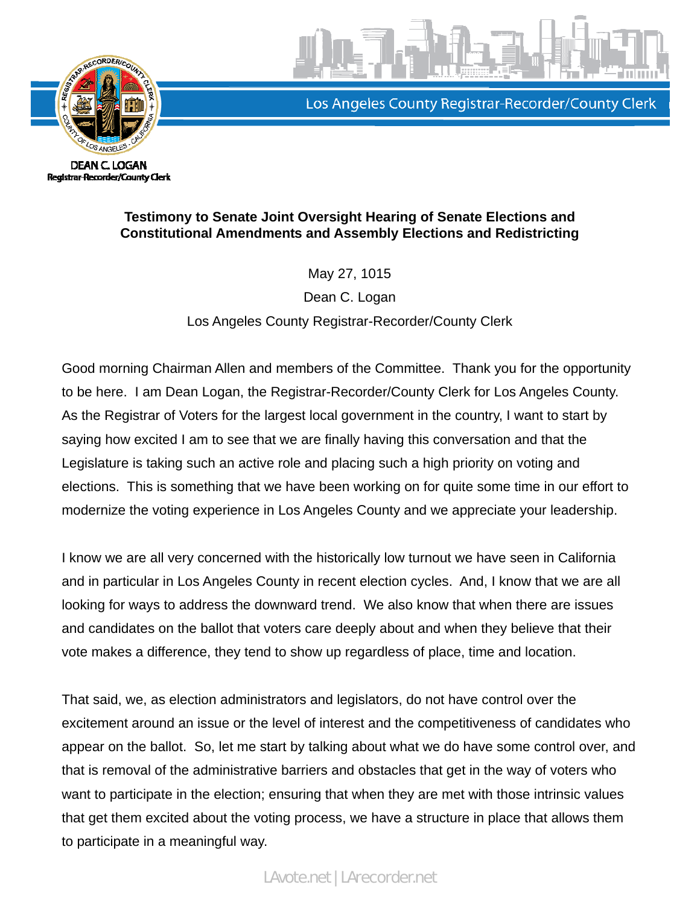Los Angeles County Registrar-Recorder/County Clerk

DEAN C. LOGAN
Registrar-Recorder/County Clerk

**Testimony to Senate Joint Oversight Hearing of Senate Elections and Constitutional Amendments and Assembly Elections and Redistricting**

May 27, 1015

Dean C. Logan

Los Angeles County Registrar-Recorder/County Clerk

Good morning Chairman Allen and members of the Committee. Thank you for the opportunity to be here. I am Dean Logan, the Registrar-Recorder/County Clerk for Los Angeles County. As the Registrar of Voters for the largest local government in the country, I want to start by saying how excited I am to see that we are finally having this conversation and that the Legislature is taking such an active role and placing such a high priority on voting and elections. This is something that we have been working on for quite some time in our effort to modernize the voting experience in Los Angeles County and we appreciate your leadership.

I know we are all very concerned with the historically low turnout we have seen in California and in particular in Los Angeles County in recent election cycles. And, I know that we are all looking for ways to address the downward trend. We also know that when there are issues and candidates on the ballot that voters care deeply about and when they believe that their vote makes a difference, they tend to show up regardless of place, time and location.

That said, we, as election administrators and legislators, do not have control over the excitement around an issue or the level of interest and the competitiveness of candidates who appear on the ballot. So, let me start by talking about what we do have some control over, and that is removal of the administrative barriers and obstacles that get in the way of voters who want to participate in the election; ensuring that when they are met with those intrinsic values that get them excited about the voting process, we have a structure in place that allows them to participate in a meaningful way.

LAvote.net | LArecorder.net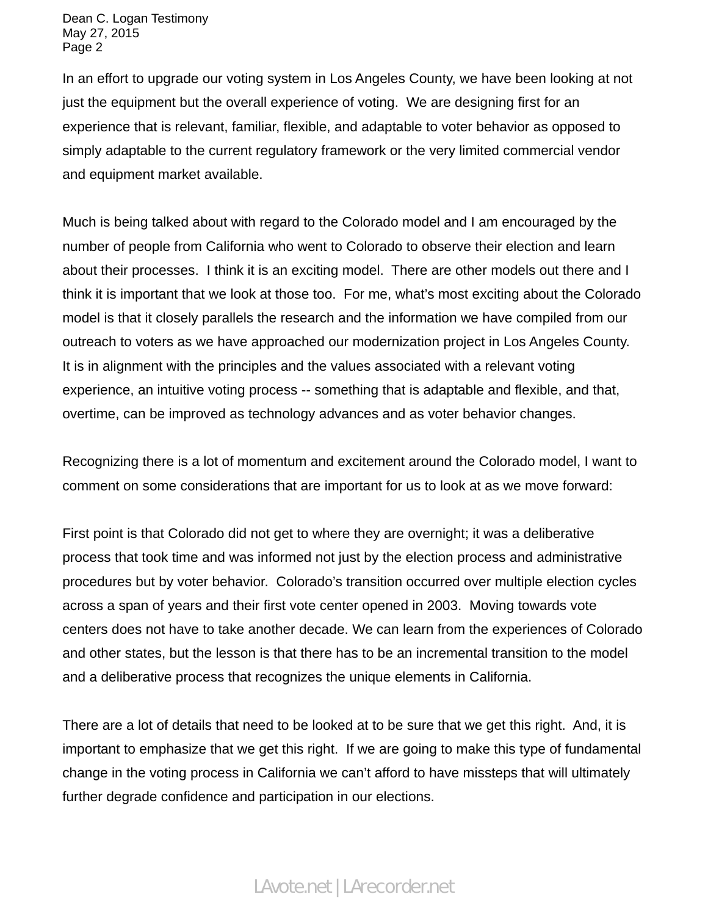In an effort to upgrade our voting system in Los Angeles County, we have been looking at not just the equipment but the overall experience of voting. We are designing first for an experience that is relevant, familiar, flexible, and adaptable to voter behavior as opposed to simply adaptable to the current regulatory framework or the very limited commercial vendor and equipment market available.

Much is being talked about with regard to the Colorado model and I am encouraged by the number of people from California who went to Colorado to observe their election and learn about their processes. I think it is an exciting model. There are other models out there and I think it is important that we look at those too. For me, what's most exciting about the Colorado model is that it closely parallels the research and the information we have compiled from our outreach to voters as we have approached our modernization project in Los Angeles County. It is in alignment with the principles and the values associated with a relevant voting experience, an intuitive voting process -- something that is adaptable and flexible, and that, overtime, can be improved as technology advances and as voter behavior changes.

Recognizing there is a lot of momentum and excitement around the Colorado model, I want to comment on some considerations that are important for us to look at as we move forward:

First point is that Colorado did not get to where they are overnight; it was a deliberative process that took time and was informed not just by the election process and administrative procedures but by voter behavior. Colorado's transition occurred over multiple election cycles across a span of years and their first vote center opened in 2003. Moving towards vote centers does not have to take another decade. We can learn from the experiences of Colorado and other states, but the lesson is that there has to be an incremental transition to the model and a deliberative process that recognizes the unique elements in California.

There are a lot of details that need to be looked at to be sure that we get this right. And, it is important to emphasize that we get this right. If we are going to make this type of fundamental change in the voting process in California we can't afford to have missteps that will ultimately further degrade confidence and participation in our elections.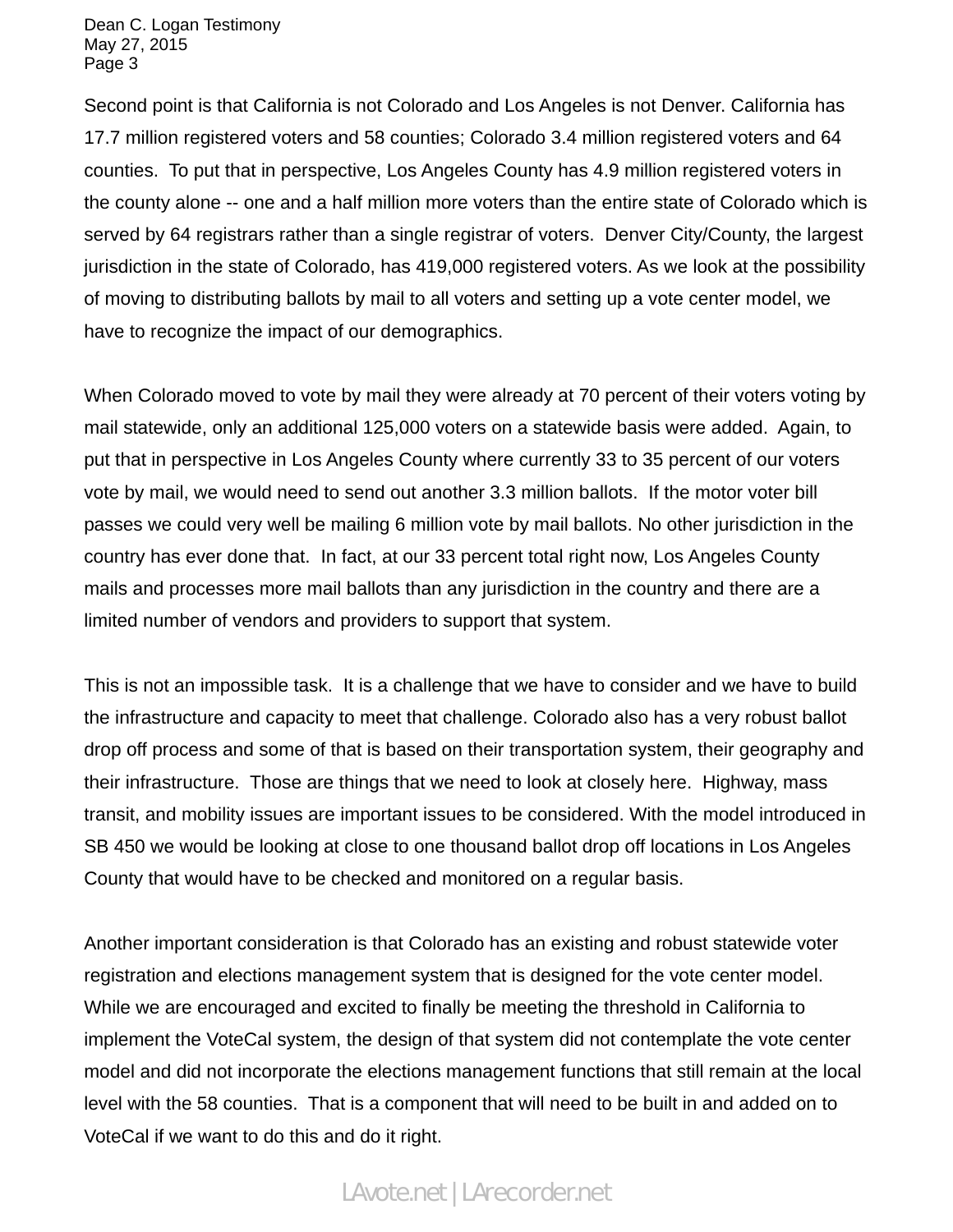Second point is that California is not Colorado and Los Angeles is not Denver. California has 17.7 million registered voters and 58 counties; Colorado 3.4 million registered voters and 64 counties. To put that in perspective, Los Angeles County has 4.9 million registered voters in the county alone -- one and a half million more voters than the entire state of Colorado which is served by 64 registrars rather than a single registrar of voters. Denver City/County, the largest jurisdiction in the state of Colorado, has 419,000 registered voters. As we look at the possibility of moving to distributing ballots by mail to all voters and setting up a vote center model, we have to recognize the impact of our demographics.

When Colorado moved to vote by mail they were already at 70 percent of their voters voting by mail statewide, only an additional 125,000 voters on a statewide basis were added. Again, to put that in perspective in Los Angeles County where currently 33 to 35 percent of our voters vote by mail, we would need to send out another 3.3 million ballots. If the motor voter bill passes we could very well be mailing 6 million vote by mail ballots. No other jurisdiction in the country has ever done that. In fact, at our 33 percent total right now, Los Angeles County mails and processes more mail ballots than any jurisdiction in the country and there are a limited number of vendors and providers to support that system.

This is not an impossible task. It is a challenge that we have to consider and we have to build the infrastructure and capacity to meet that challenge. Colorado also has a very robust ballot drop off process and some of that is based on their transportation system, their geography and their infrastructure. Those are things that we need to look at closely here. Highway, mass transit, and mobility issues are important issues to be considered. With the model introduced in SB 450 we would be looking at close to one thousand ballot drop off locations in Los Angeles County that would have to be checked and monitored on a regular basis.

Another important consideration is that Colorado has an existing and robust statewide voter registration and elections management system that is designed for the vote center model. While we are encouraged and excited to finally be meeting the threshold in California to implement the VoteCal system, the design of that system did not contemplate the vote center model and did not incorporate the elections management functions that still remain at the local level with the 58 counties. That is a component that will need to be built in and added on to VoteCal if we want to do this and do it right.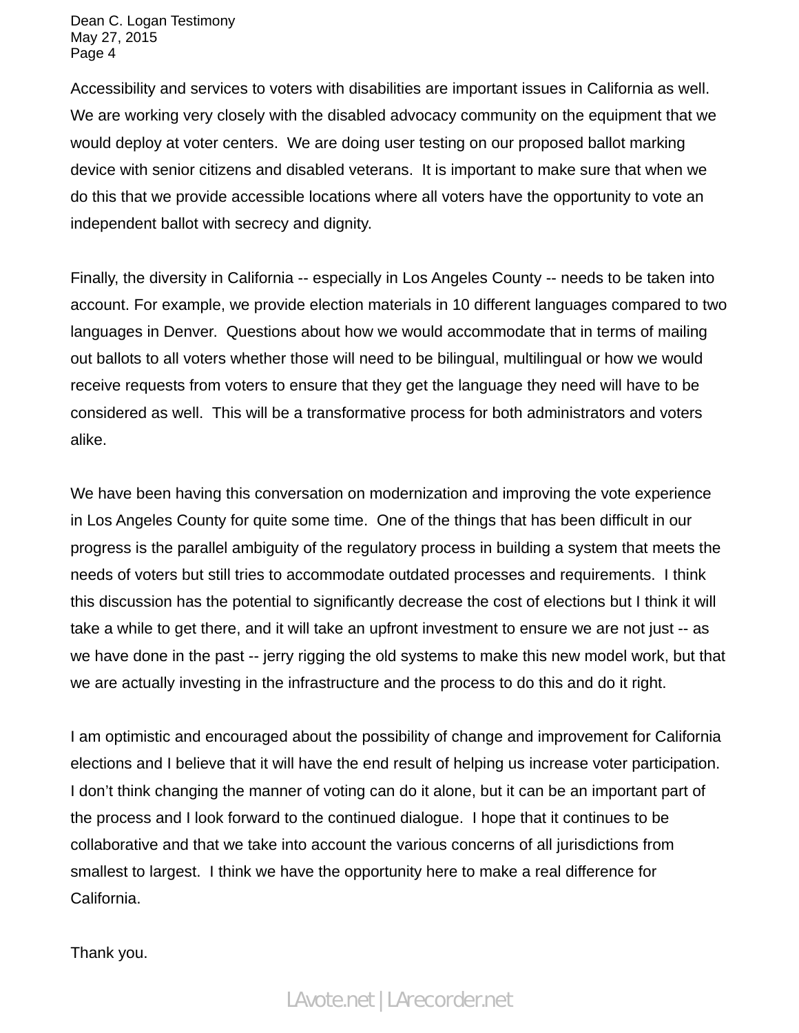Accessibility and services to voters with disabilities are important issues in California as well. We are working very closely with the disabled advocacy community on the equipment that we would deploy at voter centers. We are doing user testing on our proposed ballot marking device with senior citizens and disabled veterans. It is important to make sure that when we do this that we provide accessible locations where all voters have the opportunity to vote an independent ballot with secrecy and dignity.

Finally, the diversity in California -- especially in Los Angeles County -- needs to be taken into account. For example, we provide election materials in 10 different languages compared to two languages in Denver. Questions about how we would accommodate that in terms of mailing out ballots to all voters whether those will need to be bilingual, multilingual or how we would receive requests from voters to ensure that they get the language they need will have to be considered as well. This will be a transformative process for both administrators and voters alike.

We have been having this conversation on modernization and improving the vote experience in Los Angeles County for quite some time. One of the things that has been difficult in our progress is the parallel ambiguity of the regulatory process in building a system that meets the needs of voters but still tries to accommodate outdated processes and requirements. I think this discussion has the potential to significantly decrease the cost of elections but I think it will take a while to get there, and it will take an upfront investment to ensure we are not just -- as we have done in the past -- jerry rigging the old systems to make this new model work, but that we are actually investing in the infrastructure and the process to do this and do it right.

I am optimistic and encouraged about the possibility of change and improvement for California elections and I believe that it will have the end result of helping us increase voter participation. I don't think changing the manner of voting can do it alone, but it can be an important part of the process and I look forward to the continued dialogue. I hope that it continues to be collaborative and that we take into account the various concerns of all jurisdictions from smallest to largest. I think we have the opportunity here to make a real difference for California.

Thank you.